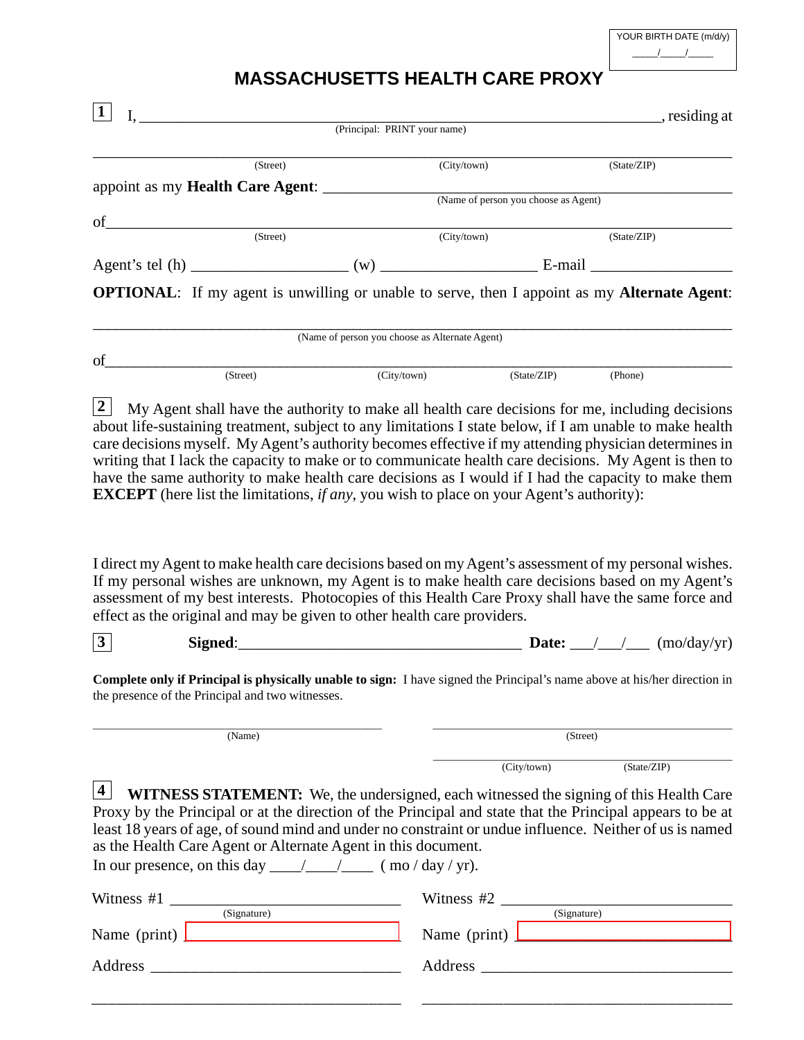YOUR BIRTH DATE (m/d/y)
\_\_\_\_/\_\_\_\_/\_\_\_\_

# MASSACHUSETTS HEALTH CARE PROXY

**1** I, \_\_\_\_\_\_\_\_\_\_\_\_\_\_\_\_\_\_\_\_\_\_\_\_\_\_\_\_\_\_\_\_\_\_\_\_\_\_\_\_\_\_\_\_\_\_\_\_\_\_\_\_\_\_\_\_\_\_\_\_, residing at
(Principal: PRINT your name)

\_\_\_\_\_\_\_\_\_\_\_\_\_\_\_\_\_\_\_\_\_\_\_\_\_\_\_\_\_\_\_\_\_\_\_\_\_\_\_\_\_\_\_\_\_\_\_\_\_\_\_\_\_\_\_\_\_\_\_\_\_\_\_\_\_\_\_\_\_\_\_\_\_\_
(Street) (City/town) (State/ZIP)

appoint as my **Health Care Agent**: \_\_\_\_\_\_\_\_\_\_\_\_\_\_\_\_\_\_\_\_\_\_\_\_\_\_\_\_\_\_\_\_\_\_\_\_\_\_\_\_\_\_\_\_\_\_\_\_
(Name of person you choose as Agent)

of\_\_\_\_\_\_\_\_\_\_\_\_\_\_\_\_\_\_\_\_\_\_\_\_\_\_\_\_\_\_\_\_\_\_\_\_\_\_\_\_\_\_\_\_\_\_\_\_\_\_\_\_\_\_\_\_\_\_\_\_\_\_\_\_\_\_\_\_\_\_\_\_\_\_
(Street) (City/town) (State/ZIP)

Agent's tel (h) \_\_\_\_\_\_\_\_\_\_\_\_\_\_\_\_\_\_\_\_ (w) \_\_\_\_\_\_\_\_\_\_\_\_\_\_\_\_\_\_\_\_ E-mail \_\_\_\_\_\_\_\_\_\_\_\_\_\_\_\_\_\_\_\_

**OPTIONAL**: If my agent is unwilling or unable to serve, then I appoint as my **Alternate Agent**:

\_\_\_\_\_\_\_\_\_\_\_\_\_\_\_\_\_\_\_\_\_\_\_\_\_\_\_\_\_\_\_\_\_\_\_\_\_\_\_\_\_\_\_\_\_\_\_\_\_\_\_\_\_\_\_\_\_\_\_\_\_\_\_\_\_\_\_\_\_\_\_\_\_\_
(Name of person you choose as Alternate Agent)

of\_\_\_\_\_\_\_\_\_\_\_\_\_\_\_\_\_\_\_\_\_\_\_\_\_\_\_\_\_\_\_\_\_\_\_\_\_\_\_\_\_\_\_\_\_\_\_\_\_\_\_\_\_\_\_\_\_\_\_\_\_\_\_\_\_\_\_\_\_\_\_\_\_\_
(Street) (City/town) (State/ZIP) (Phone)

**2** My Agent shall have the authority to make all health care decisions for me, including decisions about life-sustaining treatment, subject to any limitations I state below, if I am unable to make health care decisions myself. My Agent's authority becomes effective if my attending physician determines in writing that I lack the capacity to make or to communicate health care decisions. My Agent is then to have the same authority to make health care decisions as I would if I had the capacity to make them **EXCEPT** (here list the limitations, *if any*, you wish to place on your Agent's authority):

I direct my Agent to make health care decisions based on my Agent's assessment of my personal wishes. If my personal wishes are unknown, my Agent is to make health care decisions based on my Agent's assessment of my best interests. Photocopies of this Health Care Proxy shall have the same force and effect as the original and may be given to other health care providers.

**3** **Signed**:\_\_\_\_\_\_\_\_\_\_\_\_\_\_\_\_\_\_\_\_\_\_\_\_\_\_\_\_\_\_\_\_\_\_\_\_\_\_ **Date:** \_\_\_/\_\_\_/\_\_\_ (mo/day/yr)

**Complete only if Principal is physically unable to sign:** I have signed the Principal's name above at his/her direction in the presence of the Principal and two witnesses.

\_\_\_\_\_\_\_\_\_\_\_\_\_\_\_\_\_\_\_\_\_\_\_\_\_\_\_\_\_\_\_\_\_\_\_\_ \_\_\_\_\_\_\_\_\_\_\_\_\_\_\_\_\_\_\_\_\_\_\_\_\_\_\_\_\_\_\_\_\_\_\_\_
(Name) (Street)

\_\_\_\_\_\_\_\_\_\_\_\_\_\_\_\_\_\_\_\_\_\_\_\_\_\_\_\_\_\_\_\_\_\_\_\_
(City/town) (State/ZIP)

**4** **WITNESS STATEMENT:** We, the undersigned, each witnessed the signing of this Health Care Proxy by the Principal or at the direction of the Principal and state that the Principal appears to be at least 18 years of age, of sound mind and under no constraint or undue influence. Neither of us is named as the Health Care Agent or Alternate Agent in this document.

In our presence, on this day \_\_\_\_/\_\_\_\_/\_\_\_\_ ( mo / day / yr).

Witness #1 \_\_\_\_\_\_\_\_\_\_\_\_\_\_\_\_\_\_\_\_\_\_\_\_\_\_\_\_\_\_
(Signature)

Name (print) \_\_\_\_\_\_\_\_\_\_\_\_\_\_\_\_\_\_\_\_\_\_\_\_\_\_\_\_\_\_

Address \_\_\_\_\_\_\_\_\_\_\_\_\_\_\_\_\_\_\_\_\_\_\_\_\_\_\_\_\_\_

\_\_\_\_\_\_\_\_\_\_\_\_\_\_\_\_\_\_\_\_\_\_\_\_\_\_\_\_\_\_\_\_\_\_\_\_\_\_

Witness #2 \_\_\_\_\_\_\_\_\_\_\_\_\_\_\_\_\_\_\_\_\_\_\_\_\_\_\_\_\_\_
(Signature)

Name (print) \_\_\_\_\_\_\_\_\_\_\_\_\_\_\_\_\_\_\_\_\_\_\_\_\_\_\_\_\_\_

Address \_\_\_\_\_\_\_\_\_\_\_\_\_\_\_\_\_\_\_\_\_\_\_\_\_\_\_\_\_\_

\_\_\_\_\_\_\_\_\_\_\_\_\_\_\_\_\_\_\_\_\_\_\_\_\_\_\_\_\_\_\_\_\_\_\_\_\_\_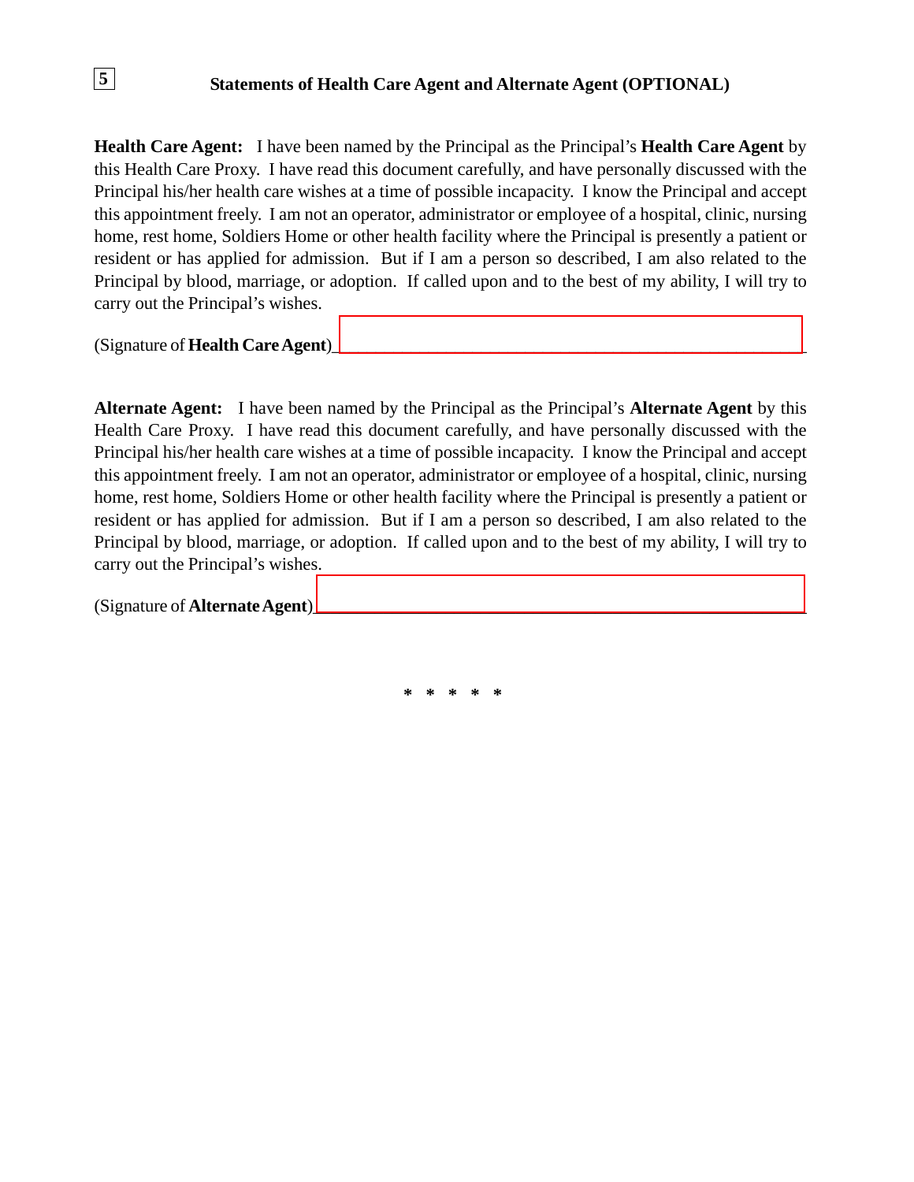## 5 Statements of Health Care Agent and Alternate Agent (OPTIONAL)

**Health Care Agent:** I have been named by the Principal as the Principal's **Health Care Agent** by this Health Care Proxy. I have read this document carefully, and have personally discussed with the Principal his/her health care wishes at a time of possible incapacity. I know the Principal and accept this appointment freely. I am not an operator, administrator or employee of a hospital, clinic, nursing home, rest home, Soldiers Home or other health facility where the Principal is presently a patient or resident or has applied for admission. But if I am a person so described, I am also related to the Principal by blood, marriage, or adoption. If called upon and to the best of my ability, I will try to carry out the Principal's wishes.

(Signature of **Health Care Agent**)_______________________________________________

**Alternate Agent:** I have been named by the Principal as the Principal's **Alternate Agent** by this Health Care Proxy. I have read this document carefully, and have personally discussed with the Principal his/her health care wishes at a time of possible incapacity. I know the Principal and accept this appointment freely. I am not an operator, administrator or employee of a hospital, clinic, nursing home, rest home, Soldiers Home or other health facility where the Principal is presently a patient or resident or has applied for admission. But if I am a person so described, I am also related to the Principal by blood, marriage, or adoption. If called upon and to the best of my ability, I will try to carry out the Principal's wishes.

(Signature of **Alternate Agent**)_______________________________________________

* * * * *